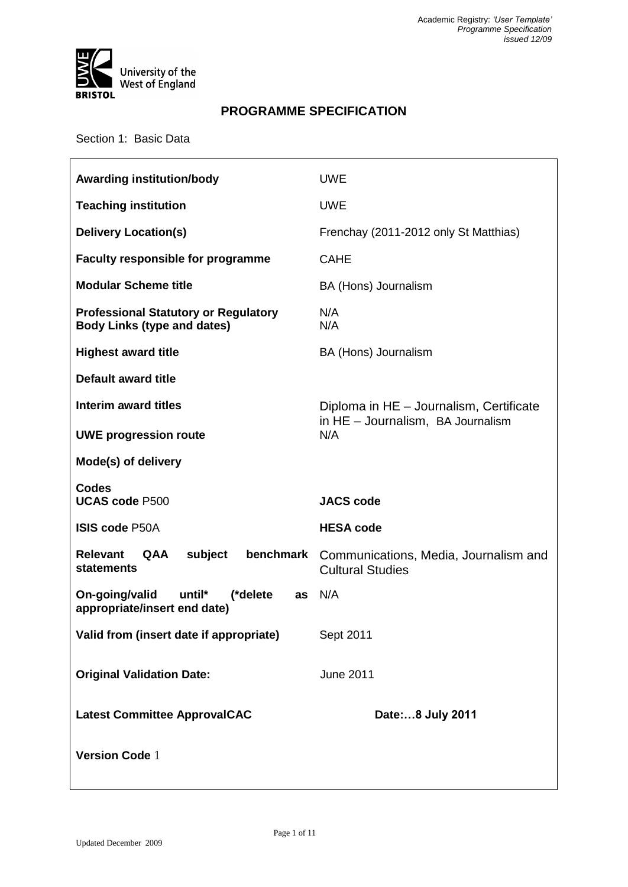# PROGRAMME SPECIFICATION

Section 1: Basic Data

| | |
|---|---|
| **Awarding institution/body** | UWE |
| **Teaching institution** | UWE |
| **Delivery Location(s)** | Frenchay (2011-2012 only St Matthias) |
| **Faculty responsible for programme** | CAHE |
| **Modular Scheme title** | BA (Hons) Journalism |
| **Professional Statutory or Regulatory Body Links (type and dates)** | N/A<br>N/A |
| **Highest award title** | BA (Hons) Journalism |
| **Default award title** | |
| **Interim award titles** | Diploma in HE – Journalism, Certificate in HE – Journalism, BA Journalism |
| **UWE progression route** | N/A |
| **Mode(s) of delivery** | |
| **Codes**<br>**UCAS code** P500 | **JACS code** |
| **ISIS code** P50A | **HESA code** |
| **Relevant QAA subject benchmark statements** | Communications, Media, Journalism and Cultural Studies |
| **On-going/valid until* (*delete as appropriate/insert end date)** | N/A |
| **Valid from (insert date if appropriate)** | Sept 2011 |
| **Original Validation Date:** | June 2011 |
| **Latest Committee ApprovalCAC** | **Date:…8 July 2011** |
| **Version Code** 1 | |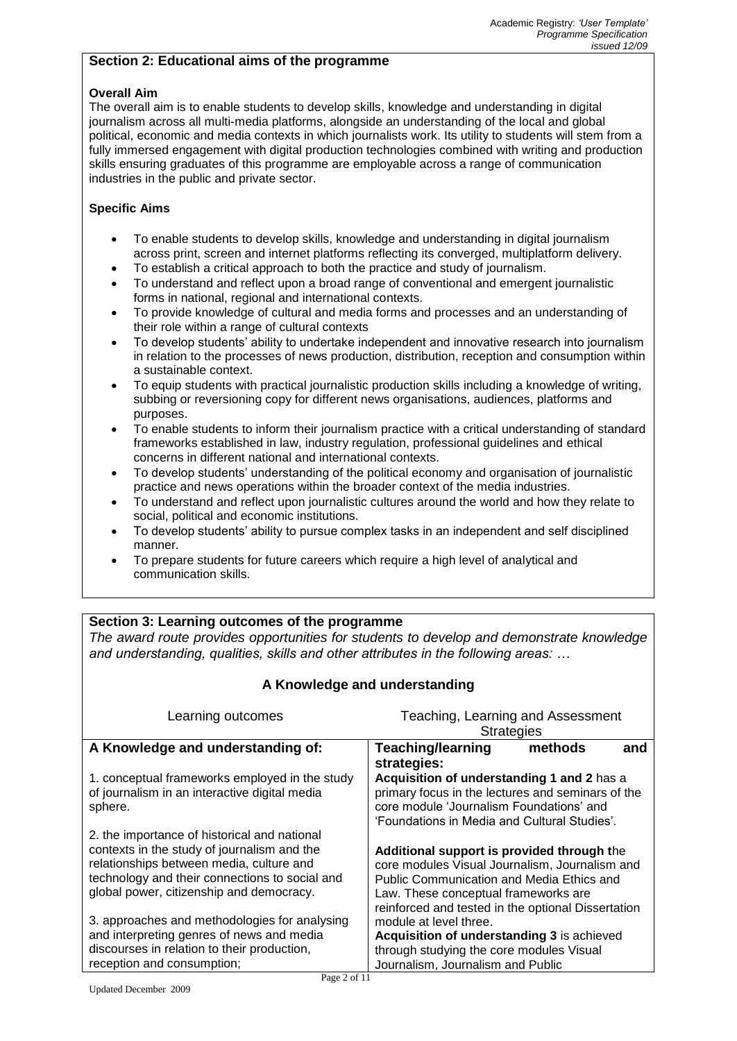## Section 2: Educational aims of the programme

**Overall Aim**

The overall aim is to enable students to develop skills, knowledge and understanding in digital journalism across all multi-media platforms, alongside an understanding of the local and global political, economic and media contexts in which journalists work. Its utility to students will stem from a fully immersed engagement with digital production technologies combined with writing and production skills ensuring graduates of this programme are employable across a range of communication industries in the public and private sector.

**Specific Aims**

- To enable students to develop skills, knowledge and understanding in digital journalism across print, screen and internet platforms reflecting its converged, multiplatform delivery.
- To establish a critical approach to both the practice and study of journalism.
- To understand and reflect upon a broad range of conventional and emergent journalistic forms in national, regional and international contexts.
- To provide knowledge of cultural and media forms and processes and an understanding of their role within a range of cultural contexts
- To develop students' ability to undertake independent and innovative research into journalism in relation to the processes of news production, distribution, reception and consumption within a sustainable context.
- To equip students with practical journalistic production skills including a knowledge of writing, subbing or reversioning copy for different news organisations, audiences, platforms and purposes.
- To enable students to inform their journalism practice with a critical understanding of standard frameworks established in law, industry regulation, professional guidelines and ethical concerns in different national and international contexts.
- To develop students' understanding of the political economy and organisation of journalistic practice and news operations within the broader context of the media industries.
- To understand and reflect upon journalistic cultures around the world and how they relate to social, political and economic institutions.
- To develop students' ability to pursue complex tasks in an independent and self disciplined manner.
- To prepare students for future careers which require a high level of analytical and communication skills.

## Section 3: Learning outcomes of the programme

*The award route provides opportunities for students to develop and demonstrate knowledge and understanding, qualities, skills and other attributes in the following areas: …*

### A Knowledge and understanding

| Learning outcomes | Teaching, Learning and Assessment Strategies |
|---|---|
| **A Knowledge and understanding of:**<br><br>1. conceptual frameworks employed in the study of journalism in an interactive digital media sphere.<br><br>2. the importance of historical and national contexts in the study of journalism and the relationships between media, culture and technology and their connections to social and global power, citizenship and democracy.<br><br>3. approaches and methodologies for analysing and interpreting genres of news and media discourses in relation to their production, reception and consumption; | **Teaching/learning methods and strategies:**<br>**Acquisition of understanding 1 and 2** has a primary focus in the lectures and seminars of the core module 'Journalism Foundations' and 'Foundations in Media and Cultural Studies'.<br><br>**Additional support is provided through t**he core modules Visual Journalism, Journalism and Public Communication and Media Ethics and Law. These conceptual frameworks are reinforced and tested in the optional Dissertation module at level three.<br>**Acquisition of understanding 3** is achieved through studying the core modules Visual Journalism, Journalism and Public |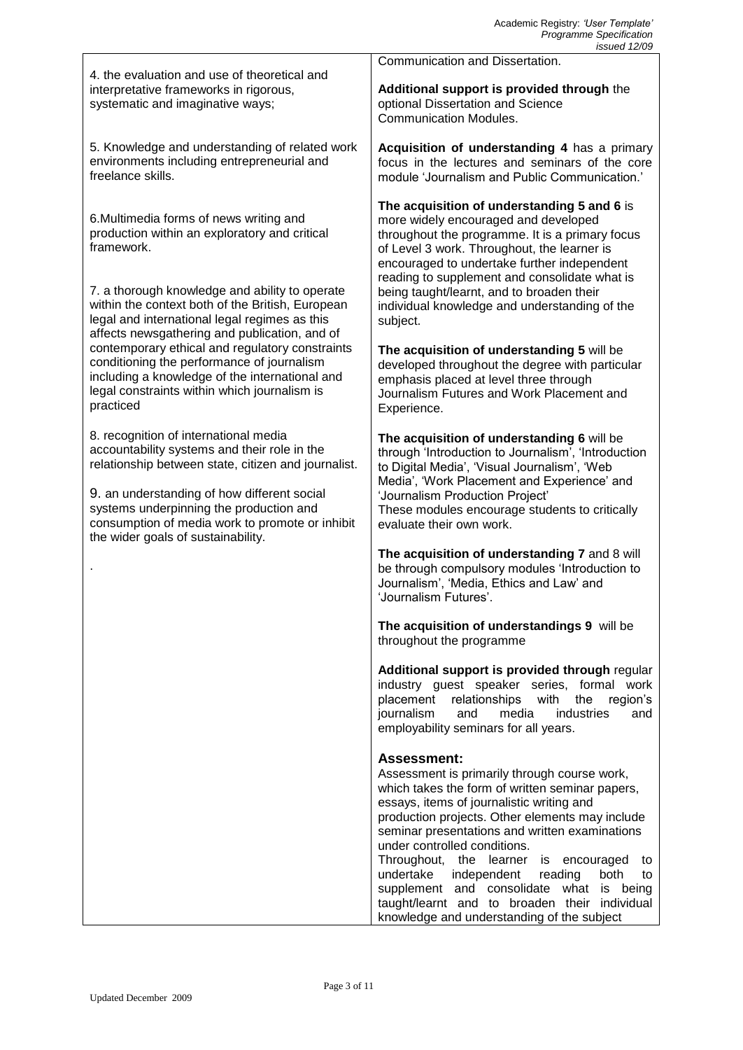| | |
|---|---|
| 4. the evaluation and use of theoretical and interpretative frameworks in rigorous, systematic and imaginative ways;<br><br>5. Knowledge and understanding of related work environments including entrepreneurial and freelance skills.<br><br>6.Multimedia forms of news writing and production within an exploratory and critical framework.<br><br>7. a thorough knowledge and ability to operate within the context both of the British, European legal and international legal regimes as this affects newsgathering and publication, and of contemporary ethical and regulatory constraints conditioning the performance of journalism including a knowledge of the international and legal constraints within which journalism is practiced<br><br>8. recognition of international media accountability systems and their role in the relationship between state, citizen and journalist.<br><br>9. an understanding of how different social systems underpinning the production and consumption of media work to promote or inhibit the wider goals of sustainability.<br><br>. | Communication and Dissertation.<br><br>**Additional support is provided through** the optional Dissertation and Science Communication Modules.<br><br>**Acquisition of understanding 4** has a primary focus in the lectures and seminars of the core module 'Journalism and Public Communication.'<br><br>**The acquisition of understanding 5 and 6** is more widely encouraged and developed throughout the programme. It is a primary focus of Level 3 work. Throughout, the learner is encouraged to undertake further independent reading to supplement and consolidate what is being taught/learnt, and to broaden their individual knowledge and understanding of the subject.<br><br>**The acquisition of understanding 5** will be developed throughout the degree with particular emphasis placed at level three through Journalism Futures and Work Placement and Experience.<br><br>**The acquisition of understanding 6** will be through 'Introduction to Journalism', 'Introduction to Digital Media', 'Visual Journalism', 'Web Media', 'Work Placement and Experience' and 'Journalism Production Project'<br>These modules encourage students to critically evaluate their own work.<br><br>**The acquisition of understanding 7** and 8 will be through compulsory modules 'Introduction to Journalism', 'Media, Ethics and Law' and 'Journalism Futures'.<br><br>**The acquisition of understandings 9** will be throughout the programme<br><br>**Additional support is provided through** regular industry guest speaker series, formal work placement relationships with the region's journalism and media industries and employability seminars for all years.<br><br>**Assessment:**<br>Assessment is primarily through course work, which takes the form of written seminar papers, essays, items of journalistic writing and production projects. Other elements may include seminar presentations and written examinations under controlled conditions.<br>Throughout, the learner is encouraged to undertake independent reading both to supplement and consolidate what is being taught/learnt and to broaden their individual knowledge and understanding of the subject |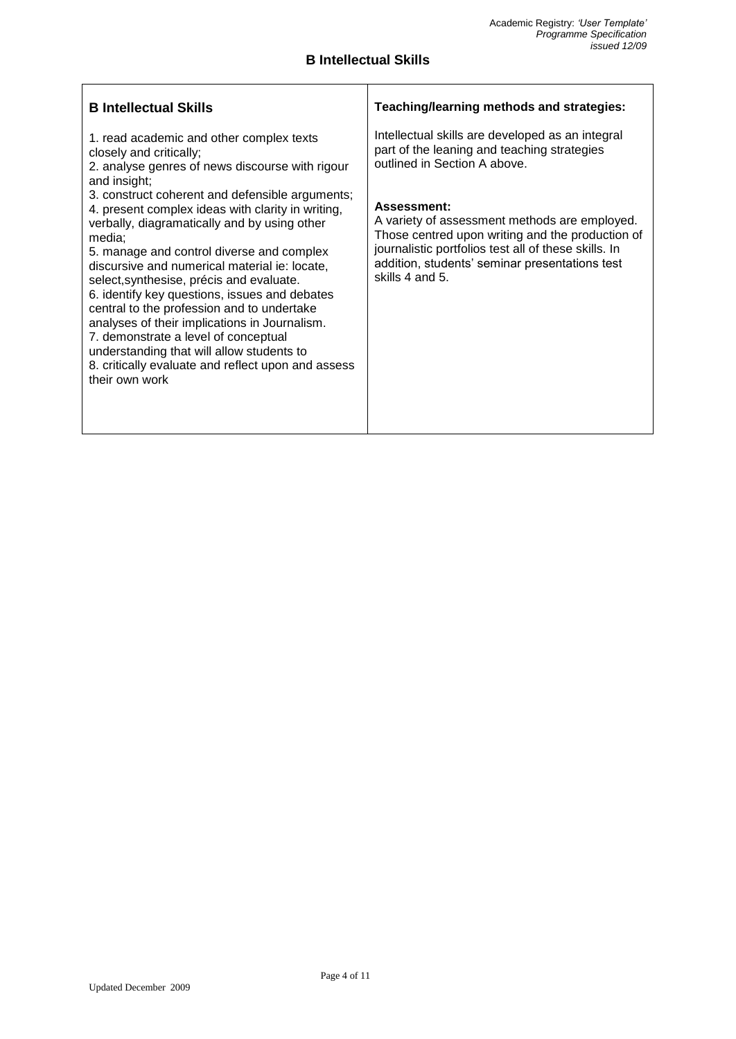## B Intellectual Skills

| **B Intellectual Skills** | **Teaching/learning methods and strategies:** |
|---|---|
| 1. read academic and other complex texts closely and critically;<br>2. analyse genres of news discourse with rigour and insight;<br>3. construct coherent and defensible arguments;<br>4. present complex ideas with clarity in writing, verbally, diagramatically and by using other media;<br>5. manage and control diverse and complex discursive and numerical material ie: locate, select,synthesise, précis and evaluate.<br>6. identify key questions, issues and debates central to the profession and to undertake analyses of their implications in Journalism.<br>7. demonstrate a level of conceptual understanding that will allow students to<br>8. critically evaluate and reflect upon and assess their own work | Intellectual skills are developed as an integral part of the leaning and teaching strategies outlined in Section A above.<br><br>**Assessment:**<br>A variety of assessment methods are employed. Those centred upon writing and the production of journalistic portfolios test all of these skills. In addition, students' seminar presentations test skills 4 and 5. |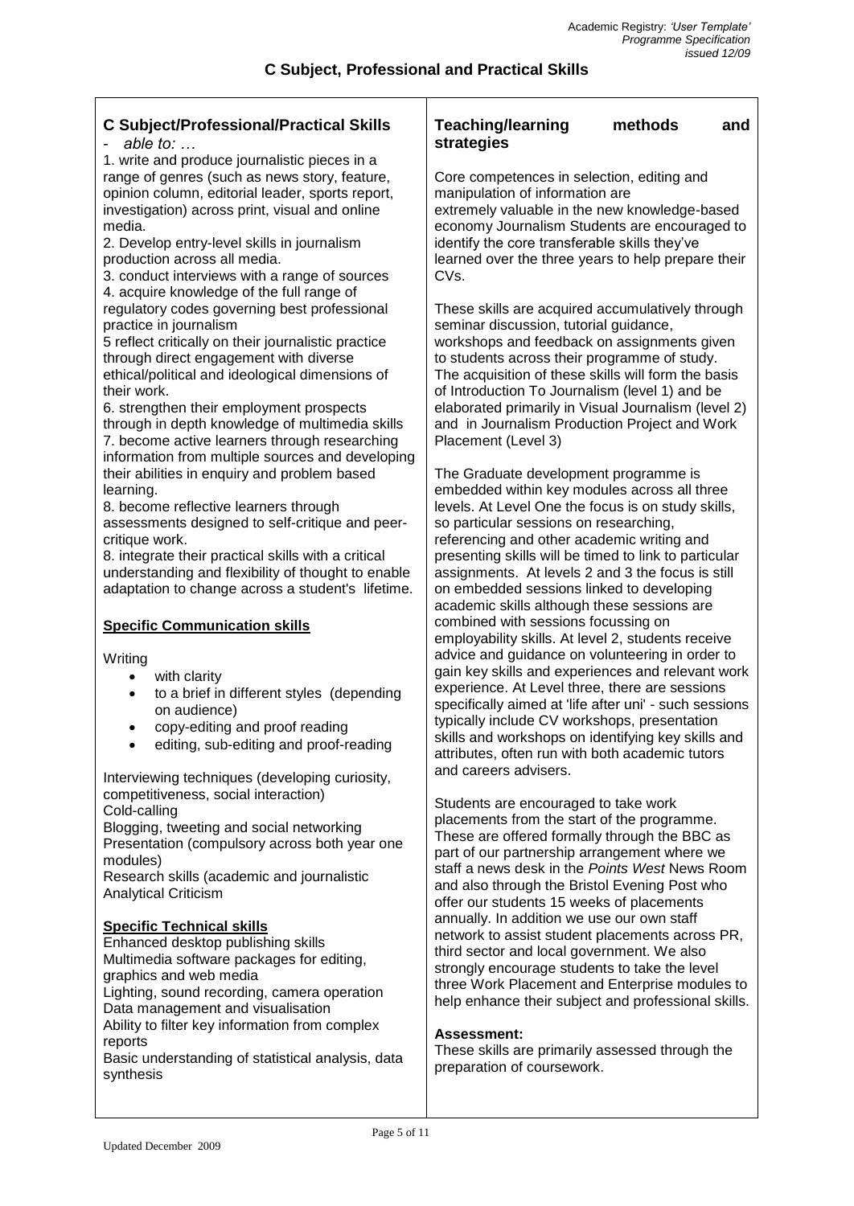## C Subject, Professional and Practical Skills

| C Subject/Professional/Practical Skills | Teaching/learning methods and strategies |
|---|---|
| - *able to: …*<br>1. write and produce journalistic pieces in a range of genres (such as news story, feature, opinion column, editorial leader, sports report, investigation) across print, visual and online media.<br>2. Develop entry-level skills in journalism production across all media.<br>3. conduct interviews with a range of sources<br>4. acquire knowledge of the full range of regulatory codes governing best professional practice in journalism<br>5 reflect critically on their journalistic practice through direct engagement with diverse ethical/political and ideological dimensions of their work.<br>6. strengthen their employment prospects through in depth knowledge of multimedia skills<br>7. become active learners through researching information from multiple sources and developing their abilities in enquiry and problem based learning.<br>8. become reflective learners through assessments designed to self-critique and peer-critique work.<br>8. integrate their practical skills with a critical understanding and flexibility of thought to enable adaptation to change across a student's lifetime.<br><br>**Specific Communication skills**<br><br>Writing<br>• with clarity<br>• to a brief in different styles (depending on audience)<br>• copy-editing and proof reading<br>• editing, sub-editing and proof-reading<br><br>Interviewing techniques (developing curiosity, competitiveness, social interaction)<br>Cold-calling<br>Blogging, tweeting and social networking<br>Presentation (compulsory across both year one modules)<br>Research skills (academic and journalistic<br>Analytical Criticism<br><br>**Specific Technical skills**<br>Enhanced desktop publishing skills<br>Multimedia software packages for editing, graphics and web media<br>Lighting, sound recording, camera operation<br>Data management and visualisation<br>Ability to filter key information from complex reports<br>Basic understanding of statistical analysis, data synthesis | Core competences in selection, editing and manipulation of information are extremely valuable in the new knowledge-based economy Journalism Students are encouraged to identify the core transferable skills they've learned over the three years to help prepare their CVs.<br><br>These skills are acquired accumulatively through seminar discussion, tutorial guidance, workshops and feedback on assignments given to students across their programme of study. The acquisition of these skills will form the basis of Introduction To Journalism (level 1) and be elaborated primarily in Visual Journalism (level 2) and in Journalism Production Project and Work Placement (Level 3)<br><br>The Graduate development programme is embedded within key modules across all three levels. At Level One the focus is on study skills, so particular sessions on researching, referencing and other academic writing and presenting skills will be timed to link to particular assignments. At levels 2 and 3 the focus is still on embedded sessions linked to developing academic skills although these sessions are combined with sessions focussing on employability skills. At level 2, students receive advice and guidance on volunteering in order to gain key skills and experiences and relevant work experience. At Level three, there are sessions specifically aimed at 'life after uni' - such sessions typically include CV workshops, presentation skills and workshops on identifying key skills and attributes, often run with both academic tutors and careers advisers.<br><br>Students are encouraged to take work placements from the start of the programme. These are offered formally through the BBC as part of our partnership arrangement where we staff a news desk in the *Points West* News Room and also through the Bristol Evening Post who offer our students 15 weeks of placements annually. In addition we use our own staff network to assist student placements across PR, third sector and local government. We also strongly encourage students to take the level three Work Placement and Enterprise modules to help enhance their subject and professional skills.<br><br>**Assessment:**<br>These skills are primarily assessed through the preparation of coursework. |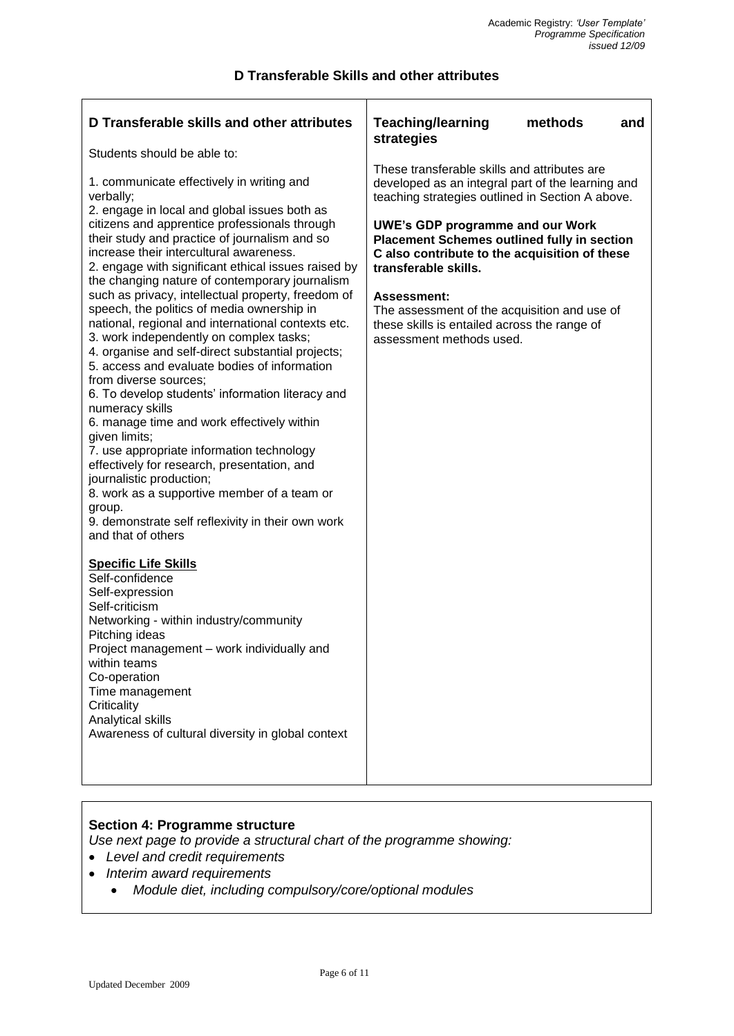## D Transferable Skills and other attributes

| D Transferable skills and other attributes | Teaching/learning methods and strategies |
| --- | --- |
| Students should be able to:<br><br>1. communicate effectively in writing and verbally;<br>2. engage in local and global issues both as citizens and apprentice professionals through their study and practice of journalism and so increase their intercultural awareness.<br>2. engage with significant ethical issues raised by the changing nature of contemporary journalism such as privacy, intellectual property, freedom of speech, the politics of media ownership in national, regional and international contexts etc.<br>3. work independently on complex tasks;<br>4. organise and self-direct substantial projects;<br>5. access and evaluate bodies of information from diverse sources;<br>6. To develop students' information literacy and numeracy skills<br>6. manage time and work effectively within given limits;<br>7. use appropriate information technology effectively for research, presentation, and journalistic production;<br>8. work as a supportive member of a team or group.<br>9. demonstrate self reflexivity in their own work and that of others<br><br>**Specific Life Skills**<br>Self-confidence<br>Self-expression<br>Self-criticism<br>Networking - within industry/community<br>Pitching ideas<br>Project management – work individually and within teams<br>Co-operation<br>Time management<br>Criticality<br>Analytical skills<br>Awareness of cultural diversity in global context | These transferable skills and attributes are developed as an integral part of the learning and teaching strategies outlined in Section A above.<br><br>**UWE's GDP programme and our Work Placement Schemes outlined fully in section C also contribute to the acquisition of these transferable skills.**<br><br>**Assessment:**<br>The assessment of the acquisition and use of these skills is entailed across the range of assessment methods used. |

**Section 4: Programme structure**

*Use next page to provide a structural chart of the programme showing:*

- *Level and credit requirements*
- *Interim award requirements*
  - *Module diet, including compulsory/core/optional modules*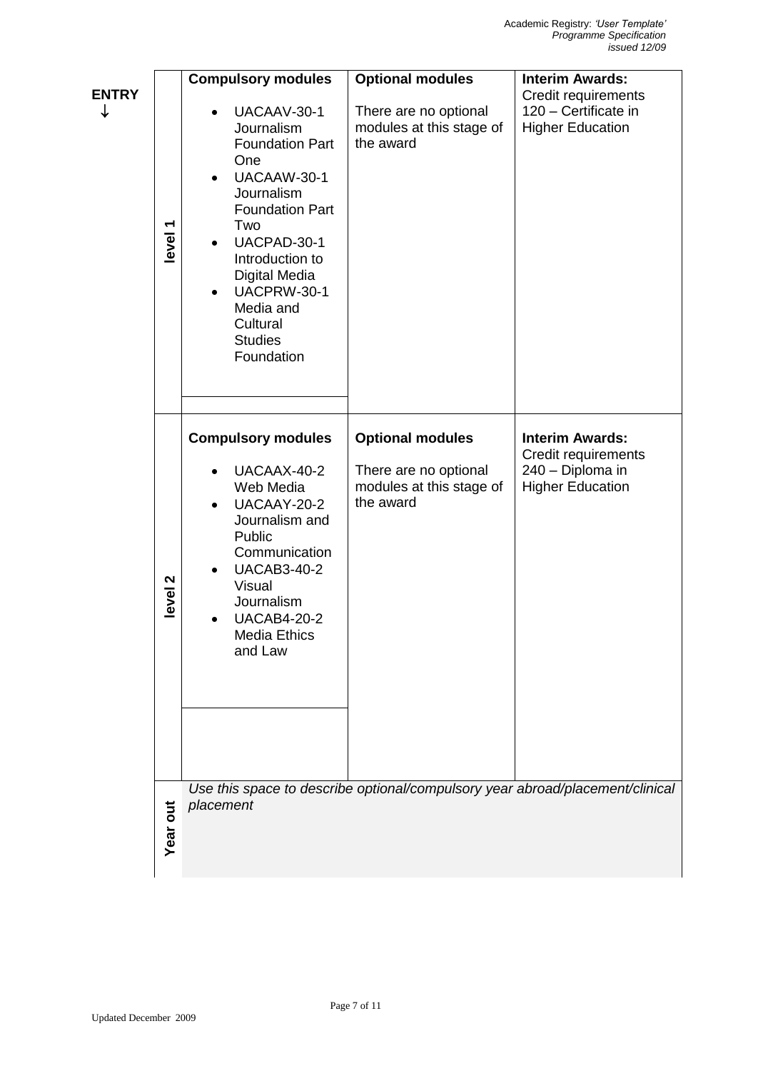**ENTRY** ↓

| | Compulsory modules | Optional modules | Interim Awards: |
|---|---|---|---|
| **level 1** | **Compulsory modules**<br>• UACAAV-30-1 Journalism Foundation Part One<br>• UACAAW-30-1 Journalism Foundation Part Two<br>• UACPAD-30-1 Introduction to Digital Media<br>• UACPRW-30-1 Media and Cultural Studies Foundation | **Optional modules**<br>There are no optional modules at this stage of the award | **Interim Awards:**<br>Credit requirements<br>120 – Certificate in Higher Education |
| **level 2** | **Compulsory modules**<br>• UACAAX-40-2 Web Media<br>• UACAAY-20-2 Journalism and Public Communication<br>• UACAB3-40-2 Visual Journalism<br>• UACAB4-20-2 Media Ethics and Law | **Optional modules**<br>There are no optional modules at this stage of the award | **Interim Awards:**<br>Credit requirements<br>240 – Diploma in Higher Education |
| **Year out** | *Use this space to describe optional/compulsory year abroad/placement/clinical placement* | | |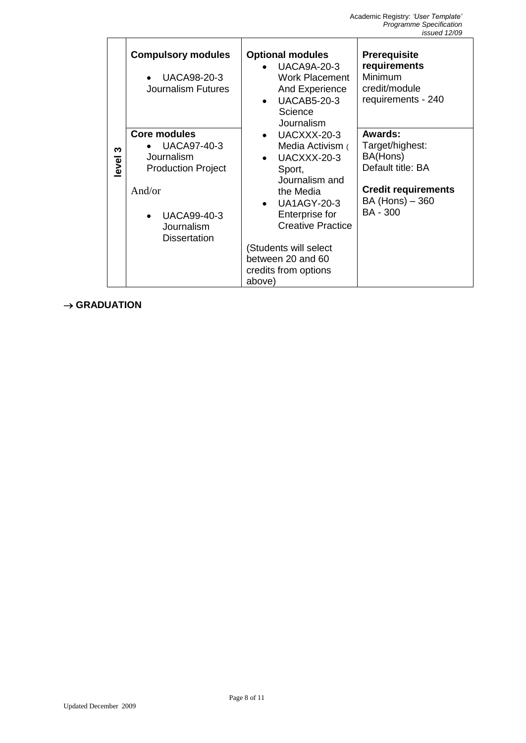| | | | |
|---|---|---|---|
| **level 3** | **Compulsory modules**<br>• UACA98-20-3 Journalism Futures | **Optional modules**<br>• UACA9A-20-3 Work Placement And Experience<br>• UACAB5-20-3 Science Journalism<br>• UACXXX-20-3 Media Activism (<br>• UACXXX-20-3 Sport, Journalism and the Media<br>• UA1AGY-20-3 Enterprise for Creative Practice<br><br>(Students will select between 20 and 60 credits from options above) | **Prerequisite requirements**<br>Minimum credit/module requirements - 240 |
| | **Core modules**<br>• UACA97-40-3 Journalism Production Project<br><br>And/or<br><br>• UACA99-40-3 Journalism Dissertation | | **Awards:**<br>Target/highest: BA(Hons)<br>Default title: BA<br><br>**Credit requirements**<br>BA (Hons) – 360<br>BA - 300 |

→ **GRADUATION**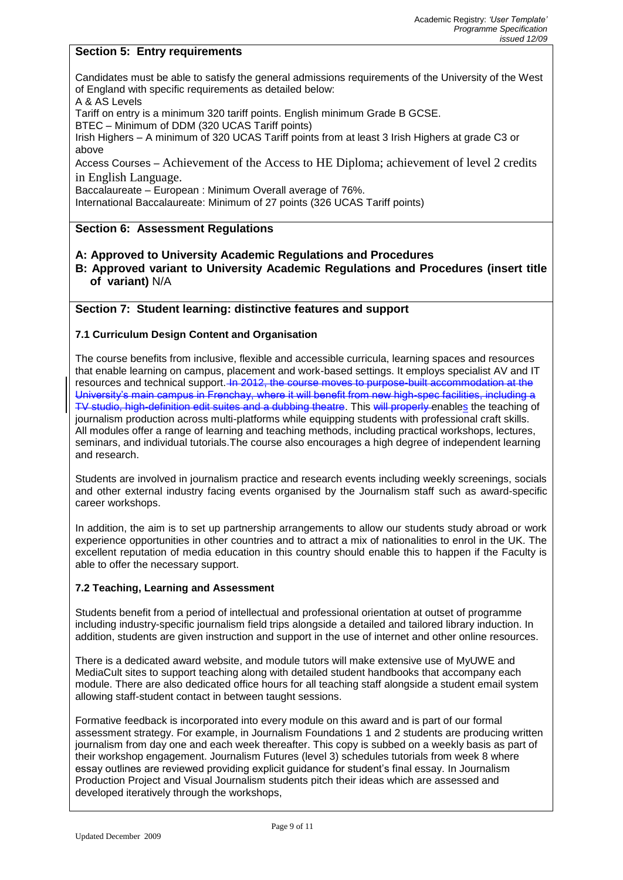## Section 5: Entry requirements

Candidates must be able to satisfy the general admissions requirements of the University of the West of England with specific requirements as detailed below:

A & AS Levels

Tariff on entry is a minimum 320 tariff points. English minimum Grade B GCSE.

BTEC – Minimum of DDM (320 UCAS Tariff points)

Irish Highers – A minimum of 320 UCAS Tariff points from at least 3 Irish Highers at grade C3 or above

Access Courses – Achievement of the Access to HE Diploma; achievement of level 2 credits in English Language.

Baccalaureate – European : Minimum Overall average of 76%.

International Baccalaureate: Minimum of 27 points (326 UCAS Tariff points)

## Section 6: Assessment Regulations

**A: Approved to University Academic Regulations and Procedures**

**B: Approved variant to University Academic Regulations and Procedures (insert title of variant)** N/A

## Section 7: Student learning: distinctive features and support

### 7.1 Curriculum Design Content and Organisation

The course benefits from inclusive, flexible and accessible curricula, learning spaces and resources that enable learning on campus, placement and work-based settings. It employs specialist AV and IT resources and technical support. ~~In 2012, the course moves to purpose-built accommodation at the University's main campus in Frenchay, where it will benefit from new high-spec facilities, including a TV studio, high-definition edit suites and a dubbing theatre~~. This ~~will properly~~ enables the teaching of journalism production across multi-platforms while equipping students with professional craft skills. All modules offer a range of learning and teaching methods, including practical workshops, lectures, seminars, and individual tutorials.The course also encourages a high degree of independent learning and research.

Students are involved in journalism practice and research events including weekly screenings, socials and other external industry facing events organised by the Journalism staff such as award-specific career workshops.

In addition, the aim is to set up partnership arrangements to allow our students study abroad or work experience opportunities in other countries and to attract a mix of nationalities to enrol in the UK. The excellent reputation of media education in this country should enable this to happen if the Faculty is able to offer the necessary support.

### 7.2 Teaching, Learning and Assessment

Students benefit from a period of intellectual and professional orientation at outset of programme including industry-specific journalism field trips alongside a detailed and tailored library induction. In addition, students are given instruction and support in the use of internet and other online resources.

There is a dedicated award website, and module tutors will make extensive use of MyUWE and MediaCult sites to support teaching along with detailed student handbooks that accompany each module. There are also dedicated office hours for all teaching staff alongside a student email system allowing staff-student contact in between taught sessions.

Formative feedback is incorporated into every module on this award and is part of our formal assessment strategy. For example, in Journalism Foundations 1 and 2 students are producing written journalism from day one and each week thereafter. This copy is subbed on a weekly basis as part of their workshop engagement. Journalism Futures (level 3) schedules tutorials from week 8 where essay outlines are reviewed providing explicit guidance for student's final essay. In Journalism Production Project and Visual Journalism students pitch their ideas which are assessed and developed iteratively through the workshops,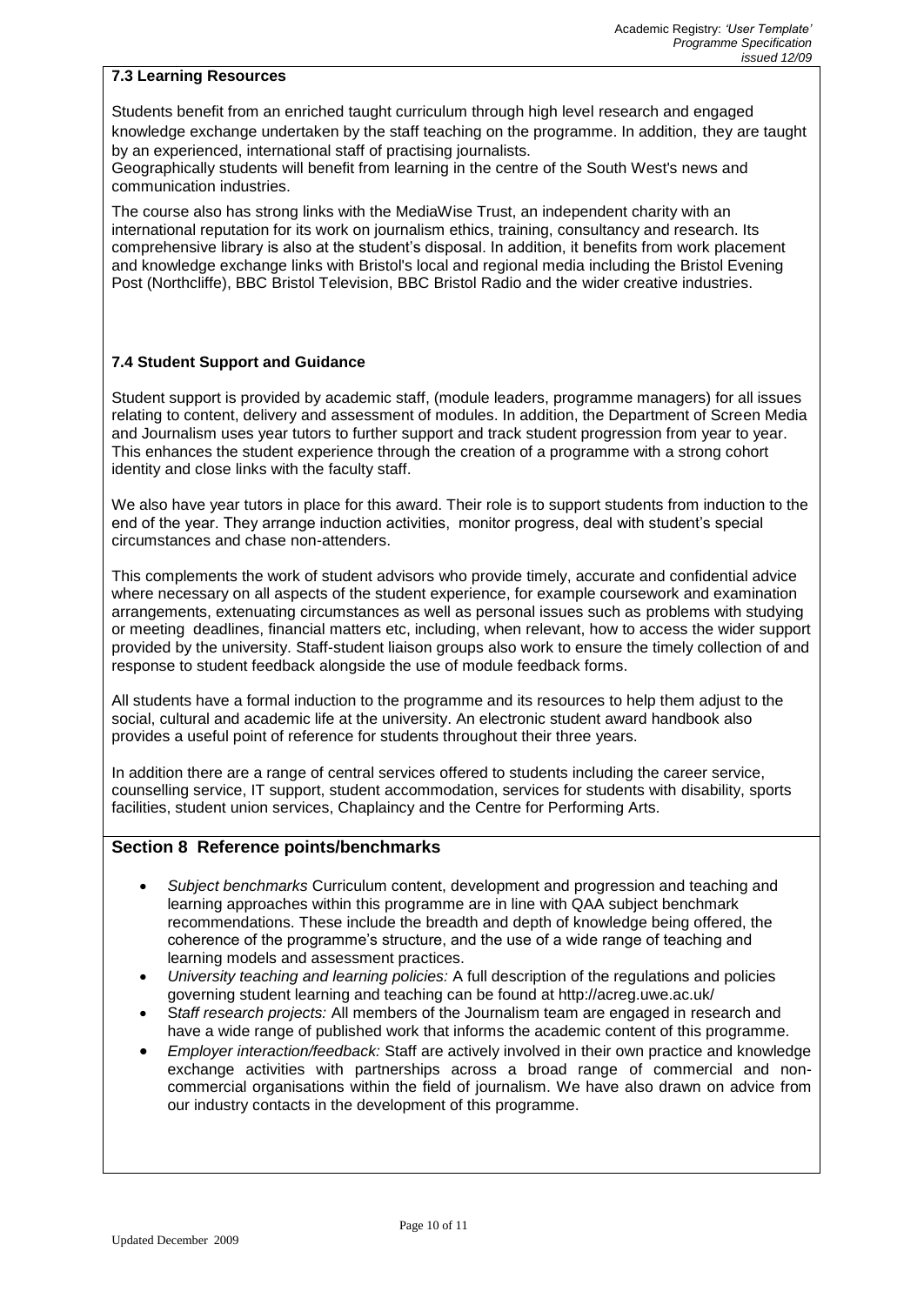### 7.3 Learning Resources

Students benefit from an enriched taught curriculum through high level research and engaged knowledge exchange undertaken by the staff teaching on the programme. In addition, they are taught by an experienced, international staff of practising journalists.
Geographically students will benefit from learning in the centre of the South West's news and communication industries.

The course also has strong links with the MediaWise Trust, an independent charity with an international reputation for its work on journalism ethics, training, consultancy and research. Its comprehensive library is also at the student's disposal. In addition, it benefits from work placement and knowledge exchange links with Bristol's local and regional media including the Bristol Evening Post (Northcliffe), BBC Bristol Television, BBC Bristol Radio and the wider creative industries.

### 7.4 Student Support and Guidance

Student support is provided by academic staff, (module leaders, programme managers) for all issues relating to content, delivery and assessment of modules. In addition, the Department of Screen Media and Journalism uses year tutors to further support and track student progression from year to year. This enhances the student experience through the creation of a programme with a strong cohort identity and close links with the faculty staff.

We also have year tutors in place for this award. Their role is to support students from induction to the end of the year. They arrange induction activities, monitor progress, deal with student's special circumstances and chase non-attenders.

This complements the work of student advisors who provide timely, accurate and confidential advice where necessary on all aspects of the student experience, for example coursework and examination arrangements, extenuating circumstances as well as personal issues such as problems with studying or meeting deadlines, financial matters etc, including, when relevant, how to access the wider support provided by the university. Staff-student liaison groups also work to ensure the timely collection of and response to student feedback alongside the use of module feedback forms.

All students have a formal induction to the programme and its resources to help them adjust to the social, cultural and academic life at the university. An electronic student award handbook also provides a useful point of reference for students throughout their three years.

In addition there are a range of central services offered to students including the career service, counselling service, IT support, student accommodation, services for students with disability, sports facilities, student union services, Chaplaincy and the Centre for Performing Arts.

## Section 8 Reference points/benchmarks

- *Subject benchmarks* Curriculum content, development and progression and teaching and learning approaches within this programme are in line with QAA subject benchmark recommendations. These include the breadth and depth of knowledge being offered, the coherence of the programme's structure, and the use of a wide range of teaching and learning models and assessment practices.
- *University teaching and learning policies:* A full description of the regulations and policies governing student learning and teaching can be found at http://acreg.uwe.ac.uk/
- *Staff research projects:* All members of the Journalism team are engaged in research and have a wide range of published work that informs the academic content of this programme.
- *Employer interaction/feedback:* Staff are actively involved in their own practice and knowledge exchange activities with partnerships across a broad range of commercial and non-commercial organisations within the field of journalism. We have also drawn on advice from our industry contacts in the development of this programme.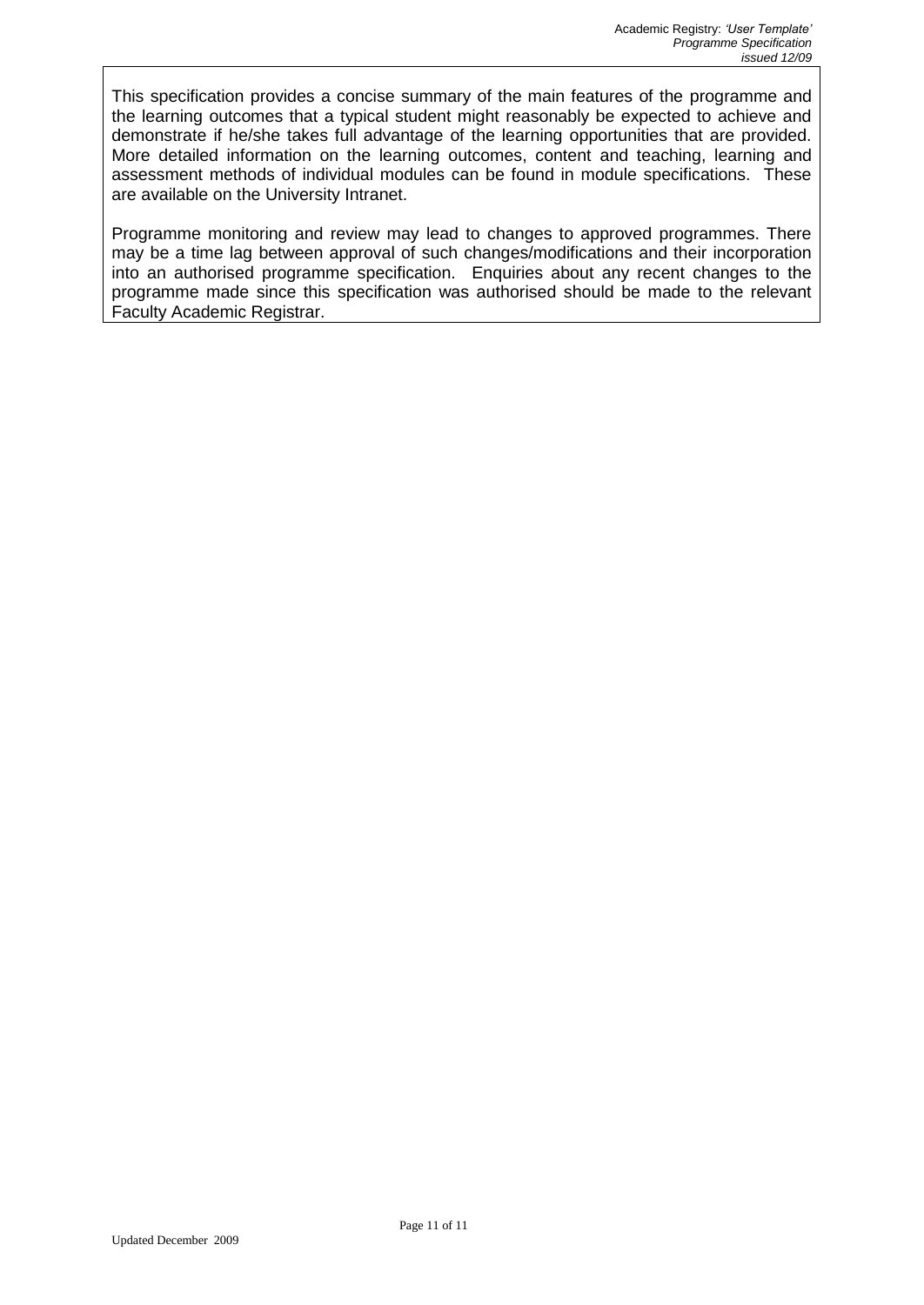This specification provides a concise summary of the main features of the programme and the learning outcomes that a typical student might reasonably be expected to achieve and demonstrate if he/she takes full advantage of the learning opportunities that are provided. More detailed information on the learning outcomes, content and teaching, learning and assessment methods of individual modules can be found in module specifications. These are available on the University Intranet.

Programme monitoring and review may lead to changes to approved programmes. There may be a time lag between approval of such changes/modifications and their incorporation into an authorised programme specification. Enquiries about any recent changes to the programme made since this specification was authorised should be made to the relevant Faculty Academic Registrar.